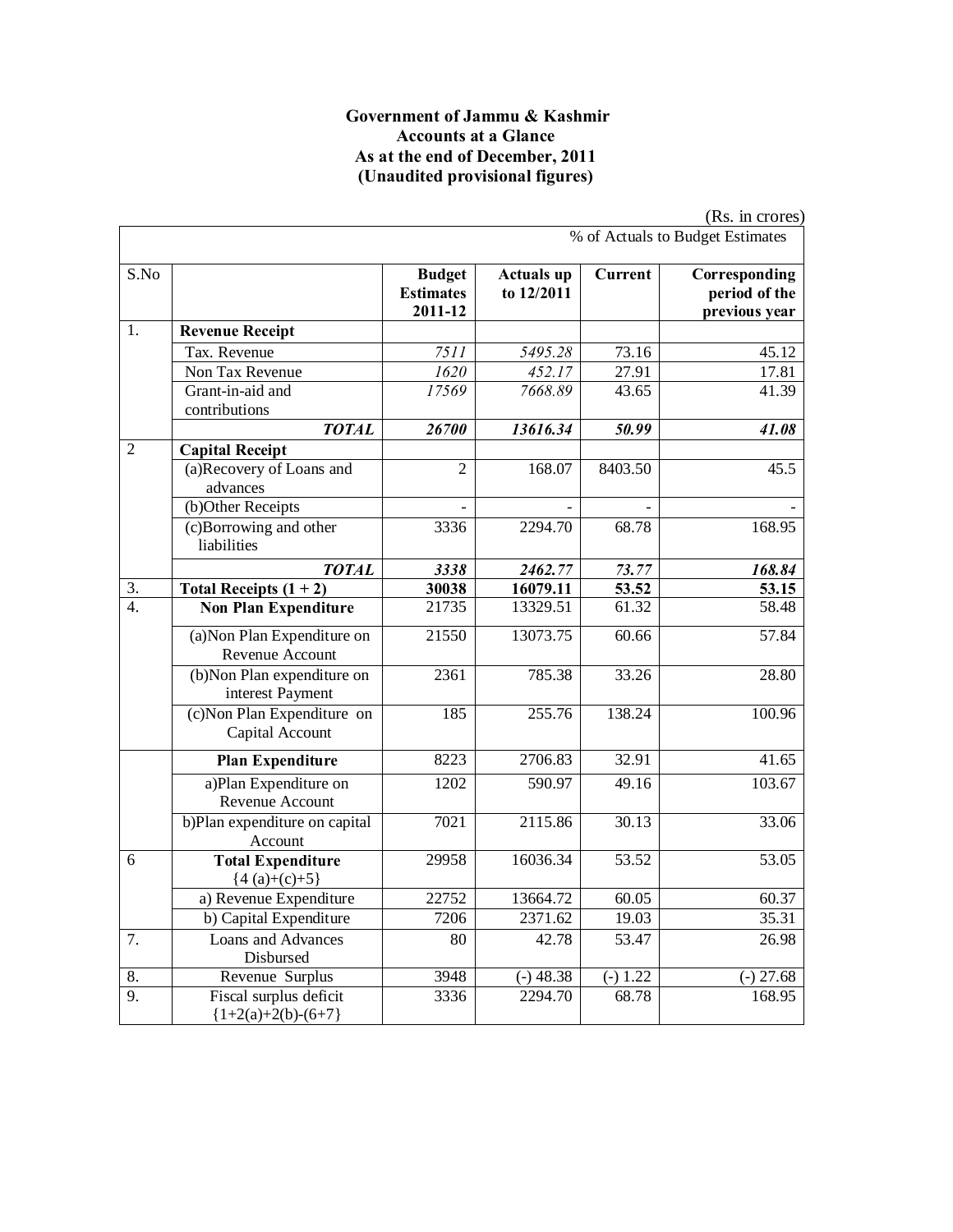**Government of Jammu & Kashmir**
**Accounts at a Glance**
**As at the end of December, 2011**
**(Unaudited provisional figures)**

(Rs. in crores)

| S.No | | Budget Estimates 2011-12 | Actuals up to 12/2011 | % of Actuals to Budget Estimates | |
|---|---|---|---|---|---|
| | | | | Current | Corresponding period of the previous year |
| 1. | **Revenue Receipt** | | | | |
| | Tax. Revenue | *7511* | *5495.28* | 73.16 | 45.12 |
| | Non Tax Revenue | *1620* | *452.17* | 27.91 | 17.81 |
| | Grant-in-aid and contributions | *17569* | *7668.89* | 43.65 | 41.39 |
| | ***TOTAL*** | ***26700*** | ***13616.34*** | ***50.99*** | ***41.08*** |
| 2 | **Capital Receipt** | | | | |
| | (a)Recovery of Loans and advances | 2 | 168.07 | 8403.50 | 45.5 |
| | (b)Other Receipts | - | - | - | - |
| | (c)Borrowing and other liabilities | 3336 | 2294.70 | 68.78 | 168.95 |
| | ***TOTAL*** | ***3338*** | ***2462.77*** | ***73.77*** | ***168.84*** |
| 3. | **Total Receipts (1 + 2)** | **30038** | **16079.11** | **53.52** | **53.15** |
| 4. | **Non Plan Expenditure** | 21735 | 13329.51 | 61.32 | 58.48 |
| | (a)Non Plan Expenditure on Revenue Account | 21550 | 13073.75 | 60.66 | 57.84 |
| | (b)Non Plan expenditure on interest Payment | 2361 | 785.38 | 33.26 | 28.80 |
| | (c)Non Plan Expenditure on Capital Account | 185 | 255.76 | 138.24 | 100.96 |
| | **Plan Expenditure** | 8223 | 2706.83 | 32.91 | 41.65 |
| | a)Plan Expenditure on Revenue Account | 1202 | 590.97 | 49.16 | 103.67 |
| | b)Plan expenditure on capital Account | 7021 | 2115.86 | 30.13 | 33.06 |
| 6 | **Total Expenditure** {4 (a)+(c)+5} | 29958 | 16036.34 | 53.52 | 53.05 |
| | a) Revenue Expenditure | 22752 | 13664.72 | 60.05 | 60.37 |
| | b) Capital Expenditure | 7206 | 2371.62 | 19.03 | 35.31 |
| 7. | Loans and Advances Disbursed | 80 | 42.78 | 53.47 | 26.98 |
| 8. | Revenue Surplus | 3948 | (-) 48.38 | (-) 1.22 | (-) 27.68 |
| 9. | Fiscal surplus deficit {1+2(a)+2(b)-(6+7} | 3336 | 2294.70 | 68.78 | 168.95 |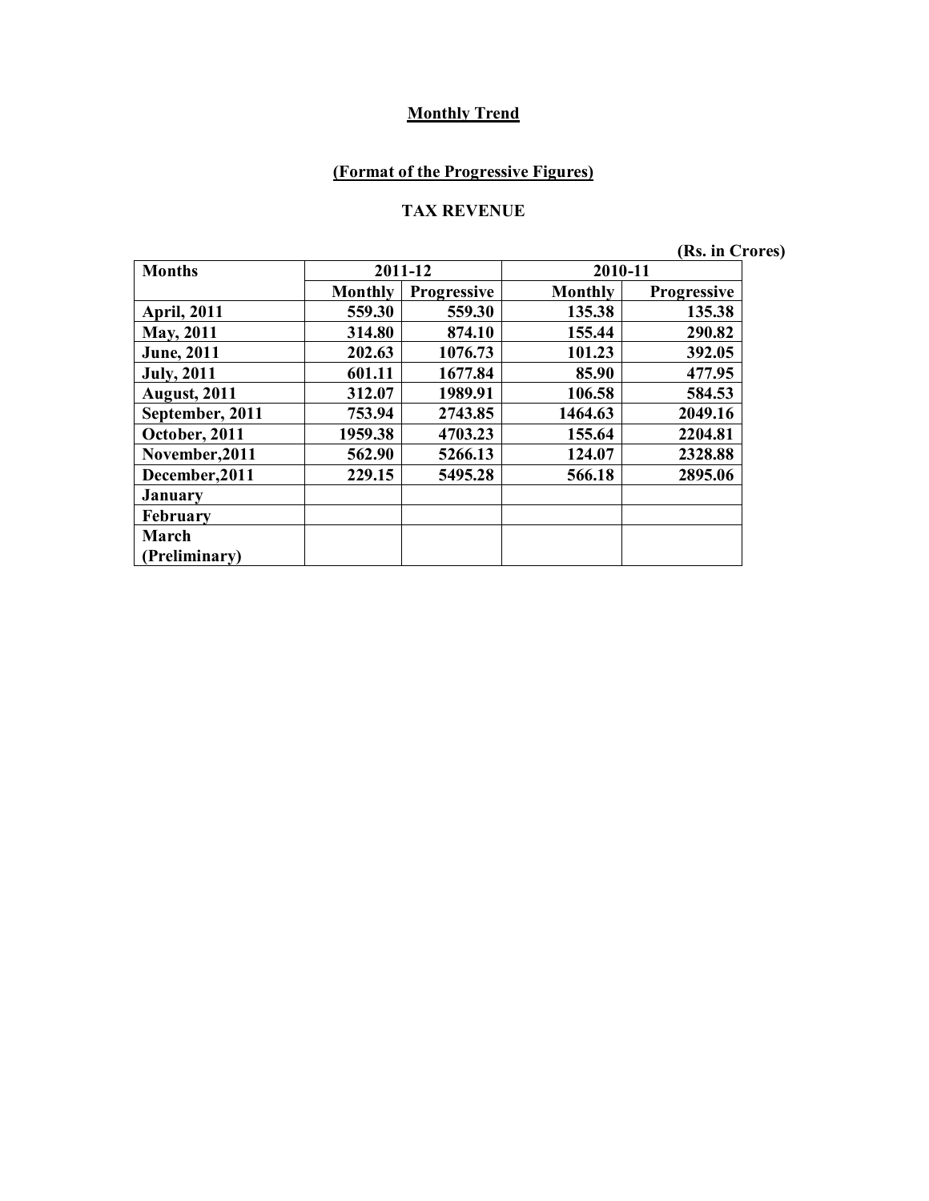## Monthly Trend

### (Format of the Progressive Figures)

### TAX REVENUE

(Rs. in Crores)

| Months | 2011-12 | | 2010-11 | |
|---|---|---|---|---|
| | Monthly | Progressive | Monthly | Progressive |
| April, 2011 | 559.30 | 559.30 | 135.38 | 135.38 |
| May, 2011 | 314.80 | 874.10 | 155.44 | 290.82 |
| June, 2011 | 202.63 | 1076.73 | 101.23 | 392.05 |
| July, 2011 | 601.11 | 1677.84 | 85.90 | 477.95 |
| August, 2011 | 312.07 | 1989.91 | 106.58 | 584.53 |
| September, 2011 | 753.94 | 2743.85 | 1464.63 | 2049.16 |
| October, 2011 | 1959.38 | 4703.23 | 155.64 | 2204.81 |
| November,2011 | 562.90 | 5266.13 | 124.07 | 2328.88 |
| December,2011 | 229.15 | 5495.28 | 566.18 | 2895.06 |
| January | | | | |
| February | | | | |
| March (Preliminary) | | | | |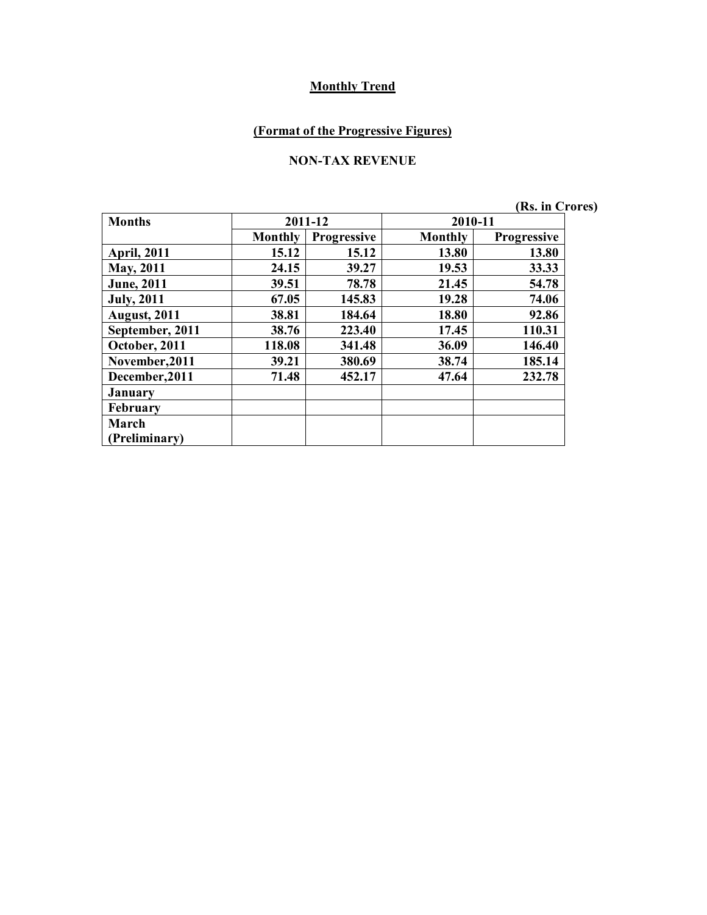**Monthly Trend**

**(Format of the Progressive Figures)**

**NON-TAX REVENUE**

**(Rs. in Crores)**

| Months | 2011-12 | | 2010-11 | |
|---|---|---|---|---|
| | Monthly | Progressive | Monthly | Progressive |
| April, 2011 | 15.12 | 15.12 | 13.80 | 13.80 |
| May, 2011 | 24.15 | 39.27 | 19.53 | 33.33 |
| June, 2011 | 39.51 | 78.78 | 21.45 | 54.78 |
| July, 2011 | 67.05 | 145.83 | 19.28 | 74.06 |
| August, 2011 | 38.81 | 184.64 | 18.80 | 92.86 |
| September, 2011 | 38.76 | 223.40 | 17.45 | 110.31 |
| October, 2011 | 118.08 | 341.48 | 36.09 | 146.40 |
| November,2011 | 39.21 | 380.69 | 38.74 | 185.14 |
| December,2011 | 71.48 | 452.17 | 47.64 | 232.78 |
| January | | | | |
| February | | | | |
| March (Preliminary) | | | | |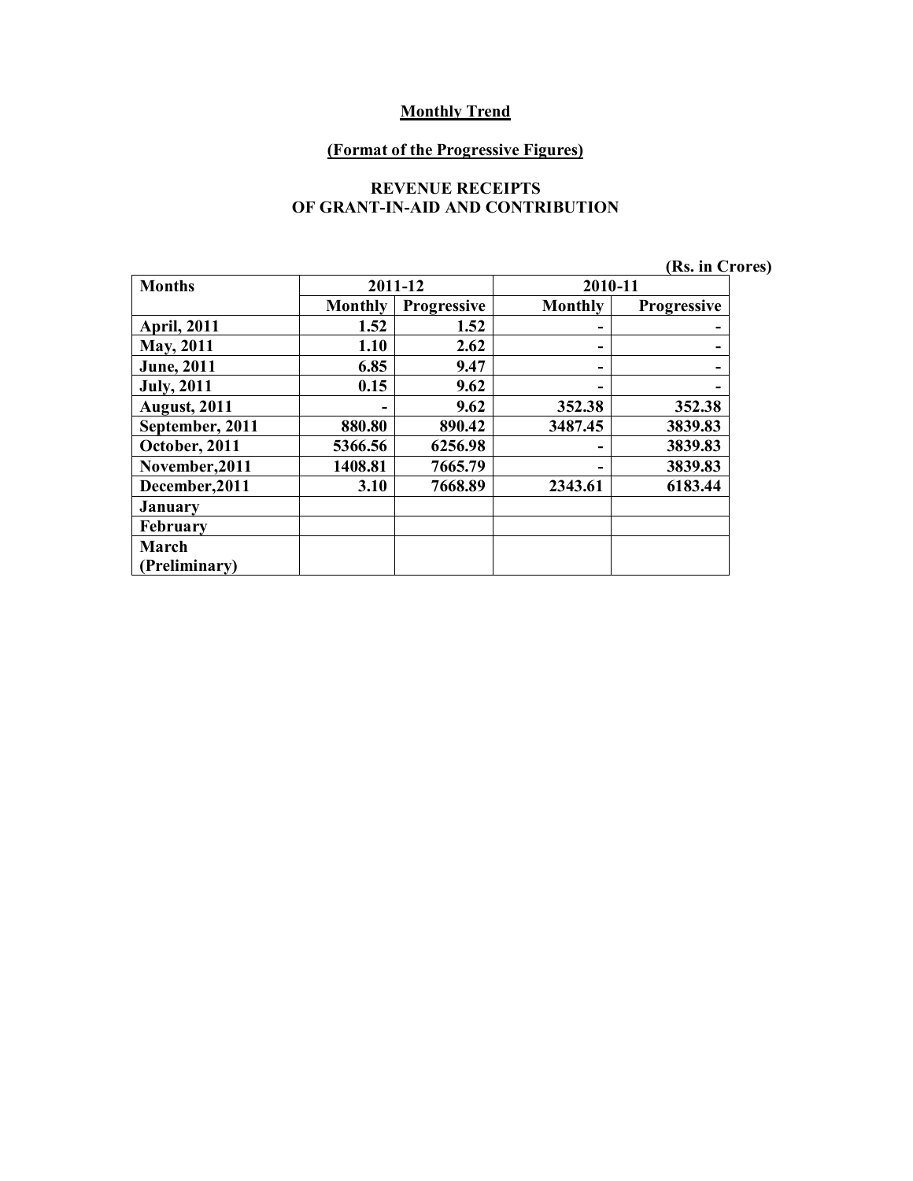**Monthly Trend**

**(Format of the Progressive Figures)**

**REVENUE RECEIPTS**
**OF GRANT-IN-AID AND CONTRIBUTION**

(Rs. in Crores)

| Months | 2011-12 | | 2010-11 | |
|---|---|---|---|---|
| | Monthly | Progressive | Monthly | Progressive |
| April, 2011 | 1.52 | 1.52 | - | - |
| May, 2011 | 1.10 | 2.62 | - | - |
| June, 2011 | 6.85 | 9.47 | - | - |
| July, 2011 | 0.15 | 9.62 | - | - |
| August, 2011 | - | 9.62 | 352.38 | 352.38 |
| September, 2011 | 880.80 | 890.42 | 3487.45 | 3839.83 |
| October, 2011 | 5366.56 | 6256.98 | - | 3839.83 |
| November,2011 | 1408.81 | 7665.79 | - | 3839.83 |
| December,2011 | 3.10 | 7668.89 | 2343.61 | 6183.44 |
| January | | | | |
| February | | | | |
| March (Preliminary) | | | | |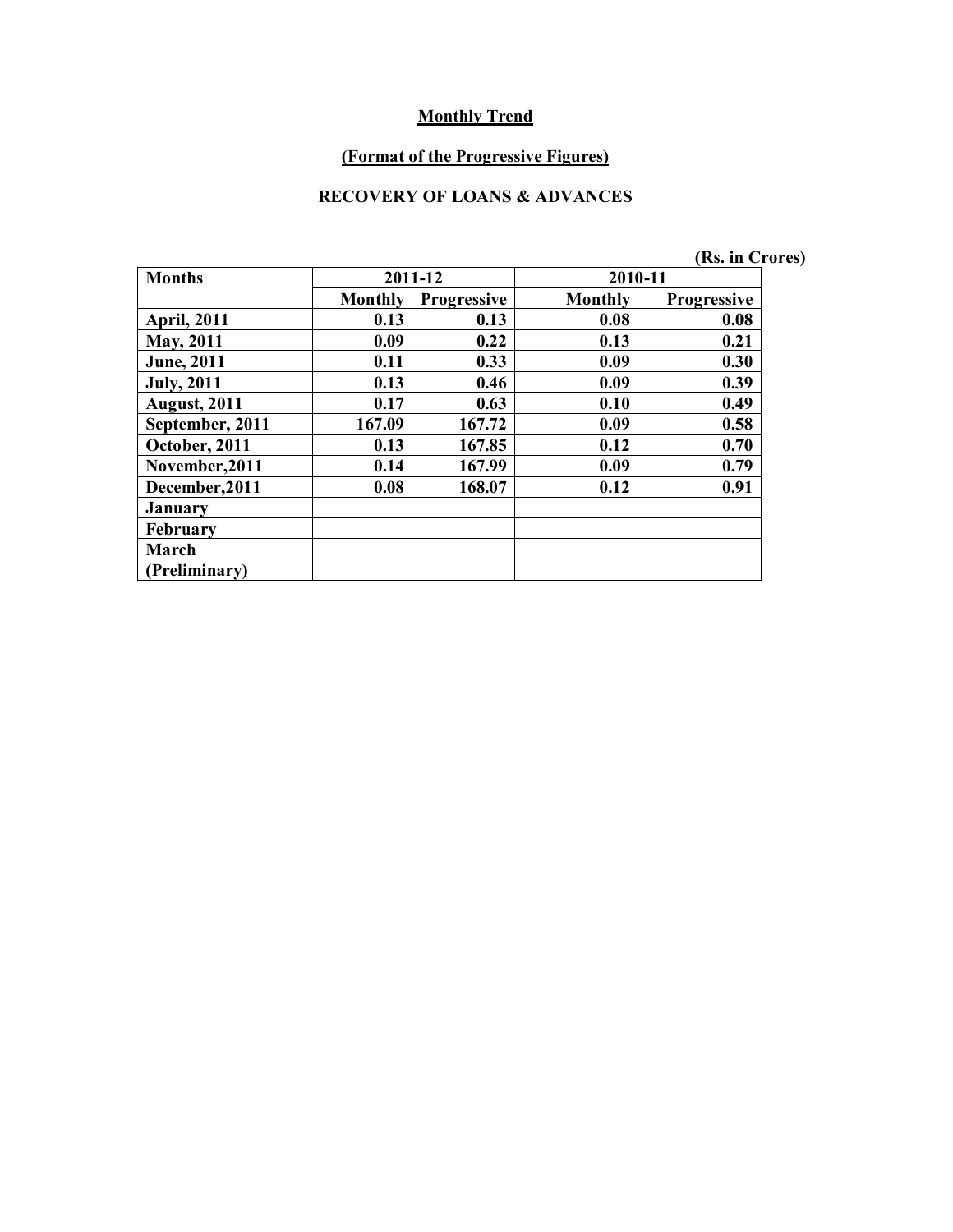## Monthly Trend

### (Format of the Progressive Figures)

### RECOVERY OF LOANS & ADVANCES

(Rs. in Crores)

| Months | 2011-12 | | 2010-11 | |
|---|---|---|---|---|
| | Monthly | Progressive | Monthly | Progressive |
| April, 2011 | 0.13 | 0.13 | 0.08 | 0.08 |
| May, 2011 | 0.09 | 0.22 | 0.13 | 0.21 |
| June, 2011 | 0.11 | 0.33 | 0.09 | 0.30 |
| July, 2011 | 0.13 | 0.46 | 0.09 | 0.39 |
| August, 2011 | 0.17 | 0.63 | 0.10 | 0.49 |
| September, 2011 | 167.09 | 167.72 | 0.09 | 0.58 |
| October, 2011 | 0.13 | 167.85 | 0.12 | 0.70 |
| November,2011 | 0.14 | 167.99 | 0.09 | 0.79 |
| December,2011 | 0.08 | 168.07 | 0.12 | 0.91 |
| January | | | | |
| February | | | | |
| March (Preliminary) | | | | |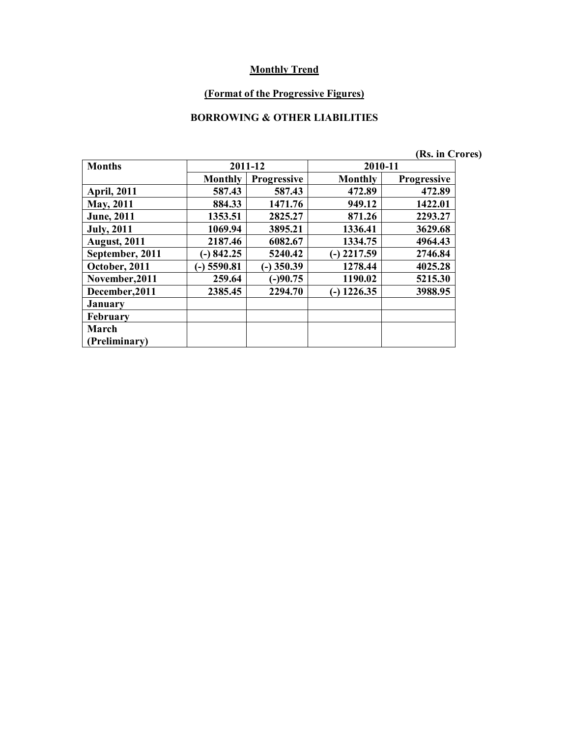**Monthly Trend**

**(Format of the Progressive Figures)**

**BORROWING & OTHER LIABILITIES**

(Rs. in Crores)

| Months | 2011-12 | | 2010-11 | |
|---|---|---|---|---|
| | Monthly | Progressive | Monthly | Progressive |
| April, 2011 | 587.43 | 587.43 | 472.89 | 472.89 |
| May, 2011 | 884.33 | 1471.76 | 949.12 | 1422.01 |
| June, 2011 | 1353.51 | 2825.27 | 871.26 | 2293.27 |
| July, 2011 | 1069.94 | 3895.21 | 1336.41 | 3629.68 |
| August, 2011 | 2187.46 | 6082.67 | 1334.75 | 4964.43 |
| September, 2011 | (-) 842.25 | 5240.42 | (-) 2217.59 | 2746.84 |
| October, 2011 | (-) 5590.81 | (-) 350.39 | 1278.44 | 4025.28 |
| November,2011 | 259.64 | (-)90.75 | 1190.02 | 5215.30 |
| December,2011 | 2385.45 | 2294.70 | (-) 1226.35 | 3988.95 |
| January | | | | |
| February | | | | |
| March (Preliminary) | | | | |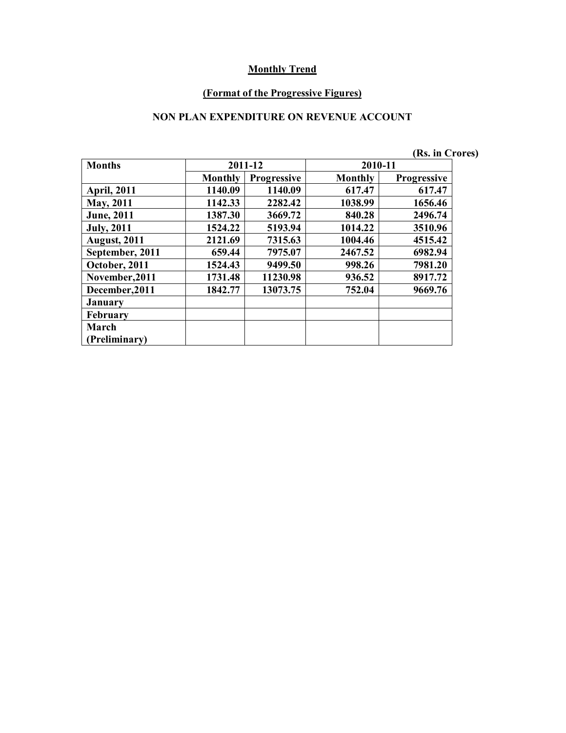**Monthly Trend**

**(Format of the Progressive Figures)**

**NON PLAN EXPENDITURE ON REVENUE ACCOUNT**

(Rs. in Crores)

| Months | 2011-12 | | 2010-11 | |
|---|---|---|---|---|
| | Monthly | Progressive | Monthly | Progressive |
| April, 2011 | 1140.09 | 1140.09 | 617.47 | 617.47 |
| May, 2011 | 1142.33 | 2282.42 | 1038.99 | 1656.46 |
| June, 2011 | 1387.30 | 3669.72 | 840.28 | 2496.74 |
| July, 2011 | 1524.22 | 5193.94 | 1014.22 | 3510.96 |
| August, 2011 | 2121.69 | 7315.63 | 1004.46 | 4515.42 |
| September, 2011 | 659.44 | 7975.07 | 2467.52 | 6982.94 |
| October, 2011 | 1524.43 | 9499.50 | 998.26 | 7981.20 |
| November,2011 | 1731.48 | 11230.98 | 936.52 | 8917.72 |
| December,2011 | 1842.77 | 13073.75 | 752.04 | 9669.76 |
| January | | | | |
| February | | | | |
| March (Preliminary) | | | | |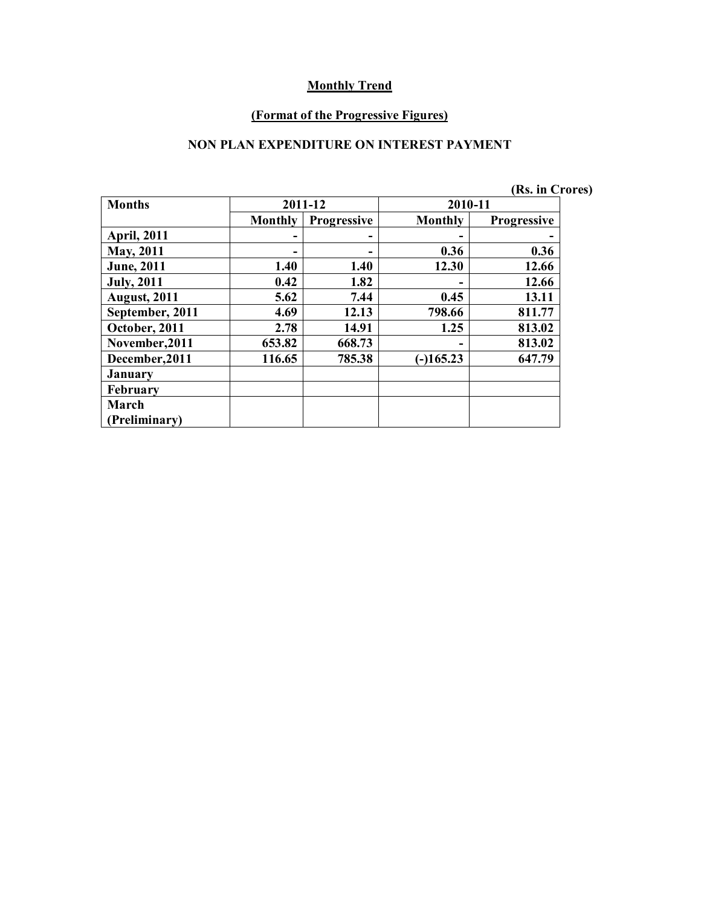**Monthly Trend**

**(Format of the Progressive Figures)**

**NON PLAN EXPENDITURE ON INTEREST PAYMENT**

(Rs. in Crores)

| Months | 2011-12 | | 2010-11 | |
|---|---|---|---|---|
| | Monthly | Progressive | Monthly | Progressive |
| April, 2011 | - | - | - | - |
| May, 2011 | - | - | 0.36 | 0.36 |
| June, 2011 | 1.40 | 1.40 | 12.30 | 12.66 |
| July, 2011 | 0.42 | 1.82 | - | 12.66 |
| August, 2011 | 5.62 | 7.44 | 0.45 | 13.11 |
| September, 2011 | 4.69 | 12.13 | 798.66 | 811.77 |
| October, 2011 | 2.78 | 14.91 | 1.25 | 813.02 |
| November,2011 | 653.82 | 668.73 | - | 813.02 |
| December,2011 | 116.65 | 785.38 | (-)165.23 | 647.79 |
| January | | | | |
| February | | | | |
| March (Preliminary) | | | | |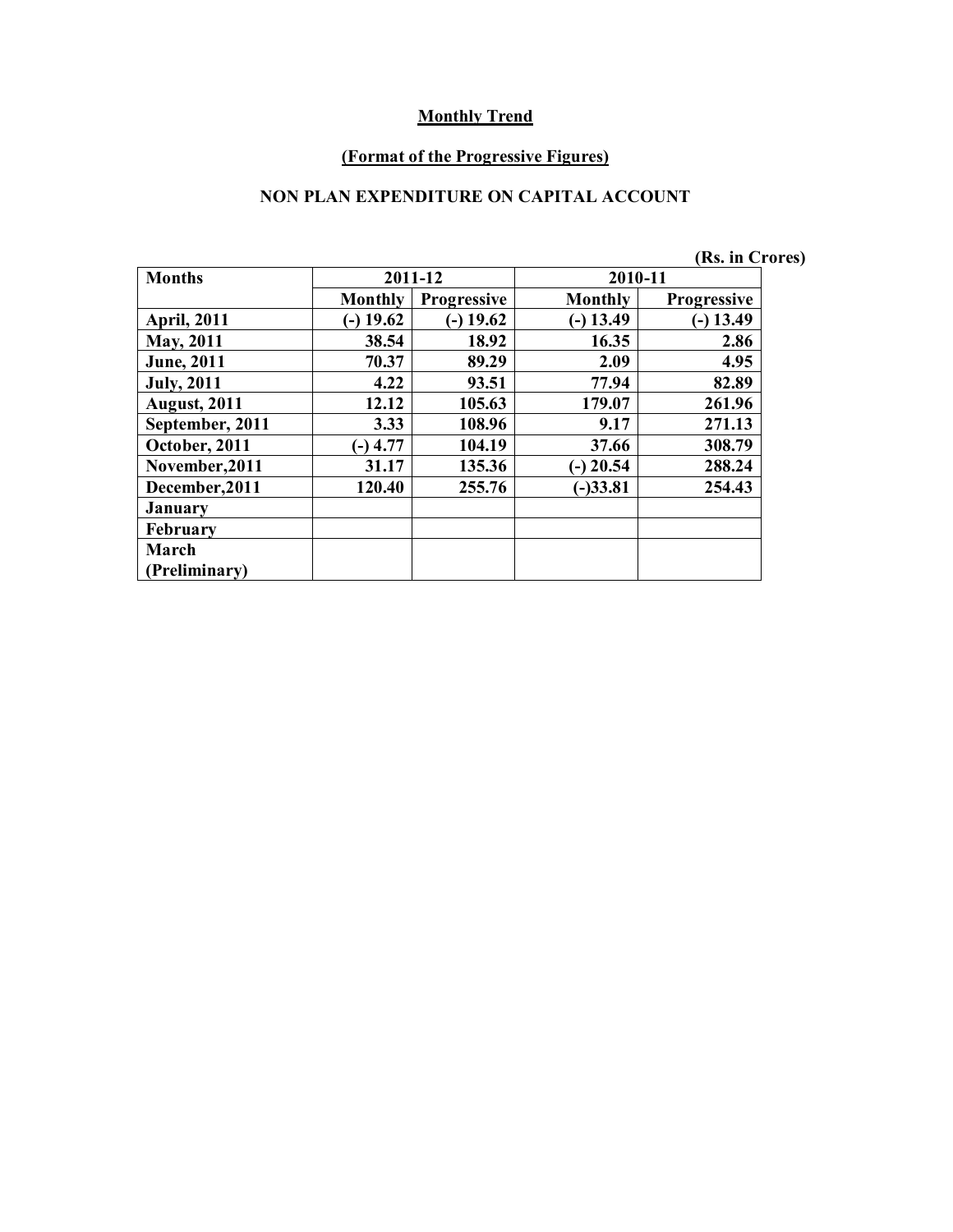## Monthly Trend

### (Format of the Progressive Figures)

### NON PLAN EXPENDITURE ON CAPITAL ACCOUNT

(Rs. in Crores)

| Months | 2011-12 | | 2010-11 | |
|---|---|---|---|---|
| | Monthly | Progressive | Monthly | Progressive |
| April, 2011 | (-) 19.62 | (-) 19.62 | (-) 13.49 | (-) 13.49 |
| May, 2011 | 38.54 | 18.92 | 16.35 | 2.86 |
| June, 2011 | 70.37 | 89.29 | 2.09 | 4.95 |
| July, 2011 | 4.22 | 93.51 | 77.94 | 82.89 |
| August, 2011 | 12.12 | 105.63 | 179.07 | 261.96 |
| September, 2011 | 3.33 | 108.96 | 9.17 | 271.13 |
| October, 2011 | (-) 4.77 | 104.19 | 37.66 | 308.79 |
| November,2011 | 31.17 | 135.36 | (-) 20.54 | 288.24 |
| December,2011 | 120.40 | 255.76 | (-)33.81 | 254.43 |
| January | | | | |
| February | | | | |
| March (Preliminary) | | | | |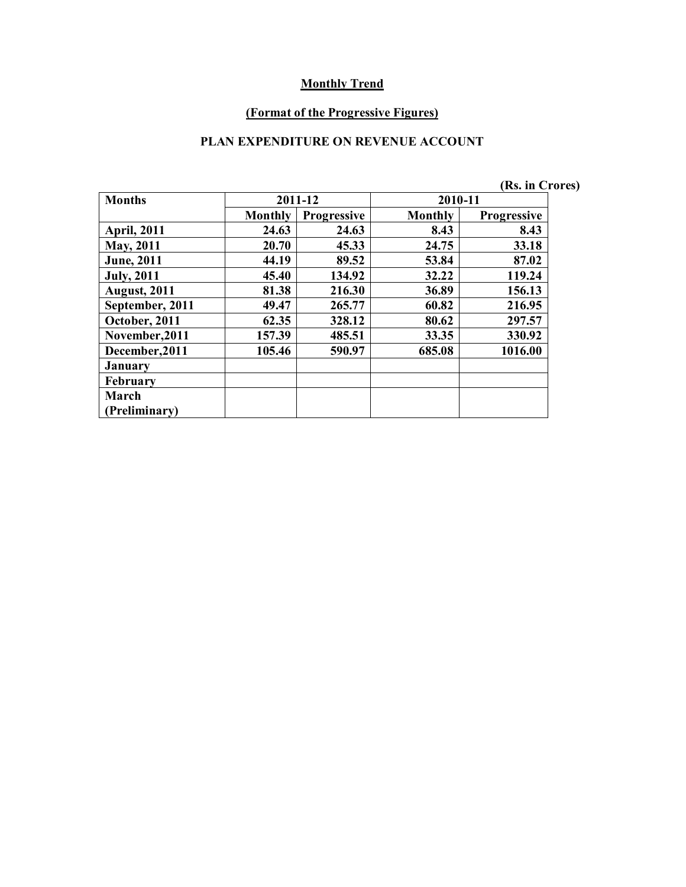**Monthly Trend**

**(Format of the Progressive Figures)**

**PLAN EXPENDITURE ON REVENUE ACCOUNT**

(Rs. in Crores)

| Months | 2011-12 | | 2010-11 | |
|---|---|---|---|---|
| | Monthly | Progressive | Monthly | Progressive |
| April, 2011 | 24.63 | 24.63 | 8.43 | 8.43 |
| May, 2011 | 20.70 | 45.33 | 24.75 | 33.18 |
| June, 2011 | 44.19 | 89.52 | 53.84 | 87.02 |
| July, 2011 | 45.40 | 134.92 | 32.22 | 119.24 |
| August, 2011 | 81.38 | 216.30 | 36.89 | 156.13 |
| September, 2011 | 49.47 | 265.77 | 60.82 | 216.95 |
| October, 2011 | 62.35 | 328.12 | 80.62 | 297.57 |
| November,2011 | 157.39 | 485.51 | 33.35 | 330.92 |
| December,2011 | 105.46 | 590.97 | 685.08 | 1016.00 |
| January | | | | |
| February | | | | |
| March (Preliminary) | | | | |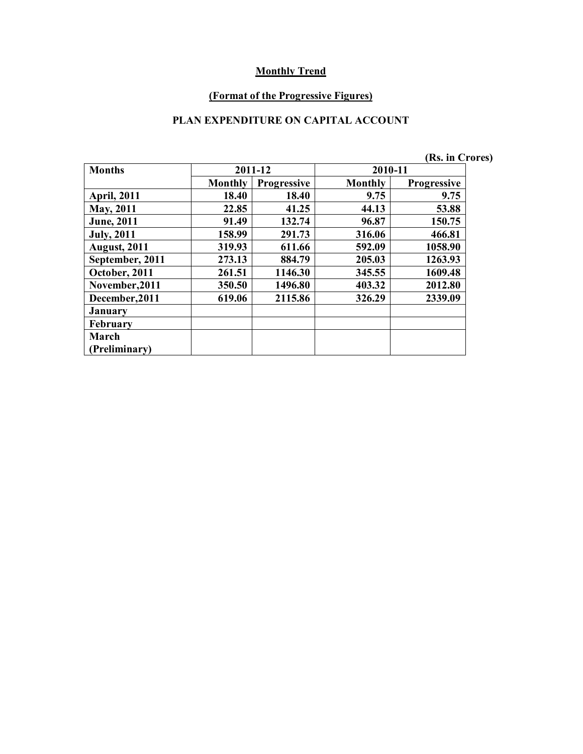**Monthly Trend**

**(Format of the Progressive Figures)**

**PLAN EXPENDITURE ON CAPITAL ACCOUNT**

(Rs. in Crores)

| Months | 2011-12 | | 2010-11 | |
|---|---|---|---|---|
| | Monthly | Progressive | Monthly | Progressive |
| April, 2011 | 18.40 | 18.40 | 9.75 | 9.75 |
| May, 2011 | 22.85 | 41.25 | 44.13 | 53.88 |
| June, 2011 | 91.49 | 132.74 | 96.87 | 150.75 |
| July, 2011 | 158.99 | 291.73 | 316.06 | 466.81 |
| August, 2011 | 319.93 | 611.66 | 592.09 | 1058.90 |
| September, 2011 | 273.13 | 884.79 | 205.03 | 1263.93 |
| October, 2011 | 261.51 | 1146.30 | 345.55 | 1609.48 |
| November,2011 | 350.50 | 1496.80 | 403.32 | 2012.80 |
| December,2011 | 619.06 | 2115.86 | 326.29 | 2339.09 |
| January | | | | |
| February | | | | |
| March (Preliminary) | | | | |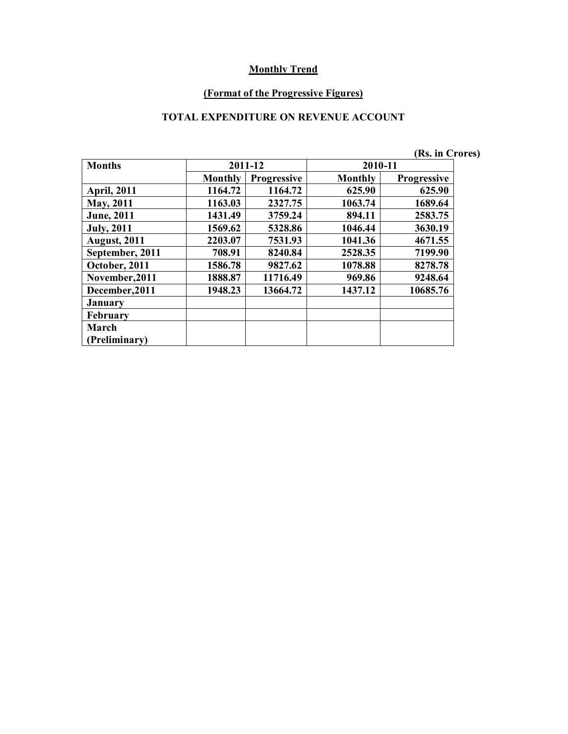**Monthly Trend**

**(Format of the Progressive Figures)**

**TOTAL EXPENDITURE ON REVENUE ACCOUNT**

(Rs. in Crores)

| Months | 2011-12 | | 2010-11 | |
|---|---|---|---|---|
| | Monthly | Progressive | Monthly | Progressive |
| April, 2011 | 1164.72 | 1164.72 | 625.90 | 625.90 |
| May, 2011 | 1163.03 | 2327.75 | 1063.74 | 1689.64 |
| June, 2011 | 1431.49 | 3759.24 | 894.11 | 2583.75 |
| July, 2011 | 1569.62 | 5328.86 | 1046.44 | 3630.19 |
| August, 2011 | 2203.07 | 7531.93 | 1041.36 | 4671.55 |
| September, 2011 | 708.91 | 8240.84 | 2528.35 | 7199.90 |
| October, 2011 | 1586.78 | 9827.62 | 1078.88 | 8278.78 |
| November,2011 | 1888.87 | 11716.49 | 969.86 | 9248.64 |
| December,2011 | 1948.23 | 13664.72 | 1437.12 | 10685.76 |
| January | | | | |
| February | | | | |
| March (Preliminary) | | | | |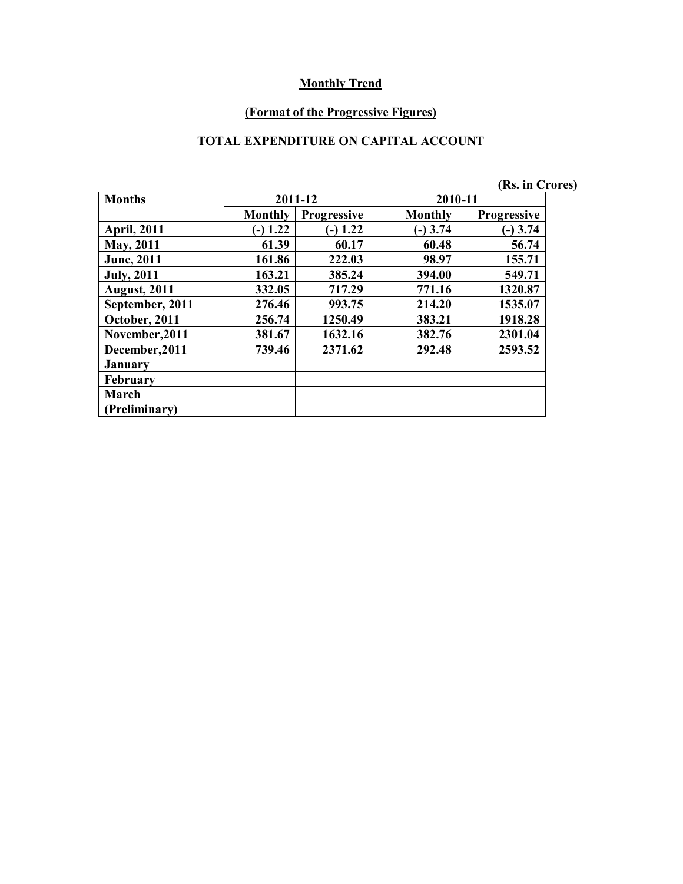**Monthly Trend**

**(Format of the Progressive Figures)**

**TOTAL EXPENDITURE ON CAPITAL ACCOUNT**

(Rs. in Crores)

| Months | 2011-12 | | 2010-11 | |
|---|---|---|---|---|
| | Monthly | Progressive | Monthly | Progressive |
| April, 2011 | (-) 1.22 | (-) 1.22 | (-) 3.74 | (-) 3.74 |
| May, 2011 | 61.39 | 60.17 | 60.48 | 56.74 |
| June, 2011 | 161.86 | 222.03 | 98.97 | 155.71 |
| July, 2011 | 163.21 | 385.24 | 394.00 | 549.71 |
| August, 2011 | 332.05 | 717.29 | 771.16 | 1320.87 |
| September, 2011 | 276.46 | 993.75 | 214.20 | 1535.07 |
| October, 2011 | 256.74 | 1250.49 | 383.21 | 1918.28 |
| November,2011 | 381.67 | 1632.16 | 382.76 | 2301.04 |
| December,2011 | 739.46 | 2371.62 | 292.48 | 2593.52 |
| January | | | | |
| February | | | | |
| March (Preliminary) | | | | |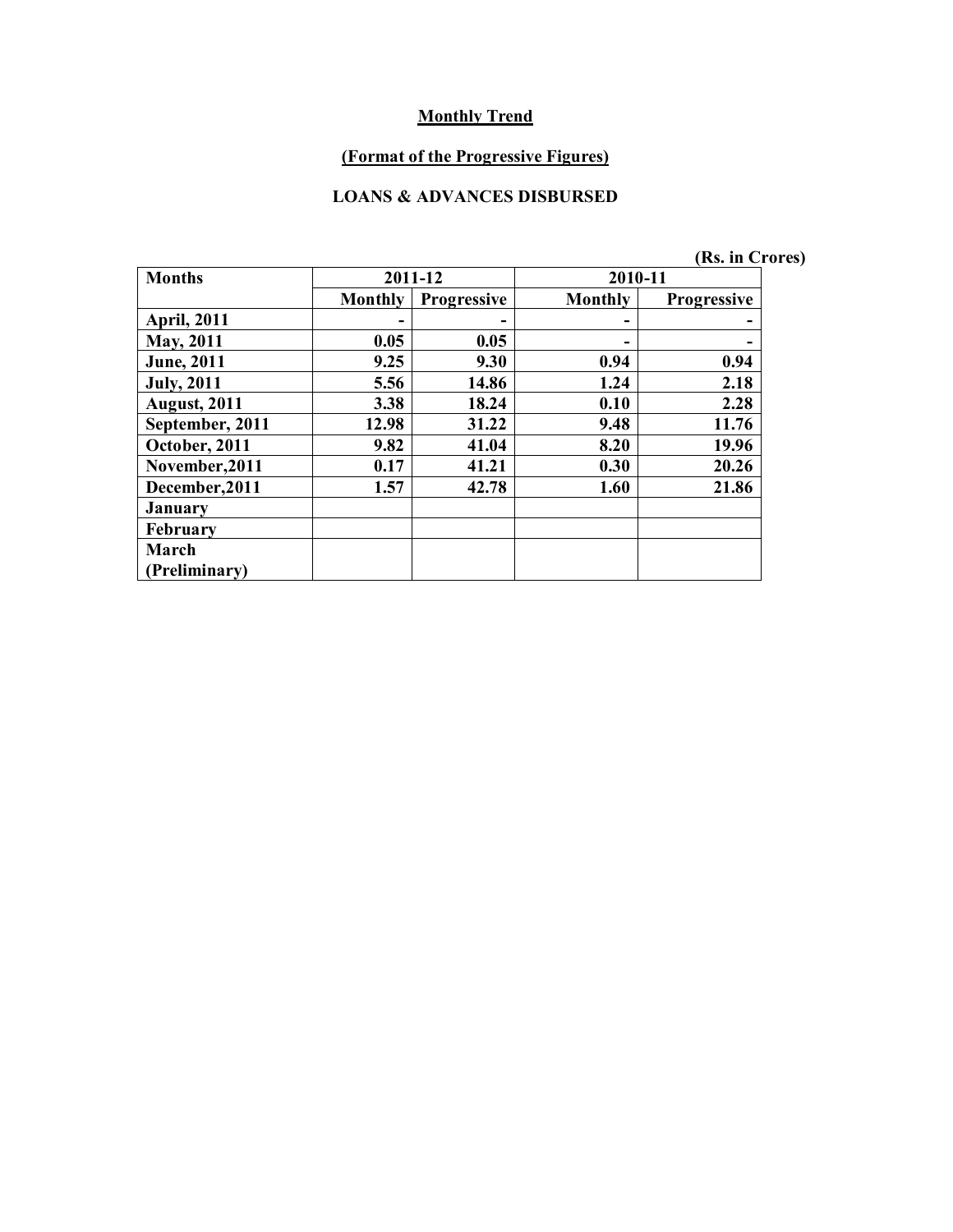**Monthly Trend**

**(Format of the Progressive Figures)**

**LOANS & ADVANCES DISBURSED**

(Rs. in Crores)

| Months | 2011-12 | | 2010-11 | |
|---|---|---|---|---|
| | Monthly | Progressive | Monthly | Progressive |
| April, 2011 | - | - | - | - |
| May, 2011 | 0.05 | 0.05 | - | - |
| June, 2011 | 9.25 | 9.30 | 0.94 | 0.94 |
| July, 2011 | 5.56 | 14.86 | 1.24 | 2.18 |
| August, 2011 | 3.38 | 18.24 | 0.10 | 2.28 |
| September, 2011 | 12.98 | 31.22 | 9.48 | 11.76 |
| October, 2011 | 9.82 | 41.04 | 8.20 | 19.96 |
| November,2011 | 0.17 | 41.21 | 0.30 | 20.26 |
| December,2011 | 1.57 | 42.78 | 1.60 | 21.86 |
| January | | | | |
| February | | | | |
| March (Preliminary) | | | | |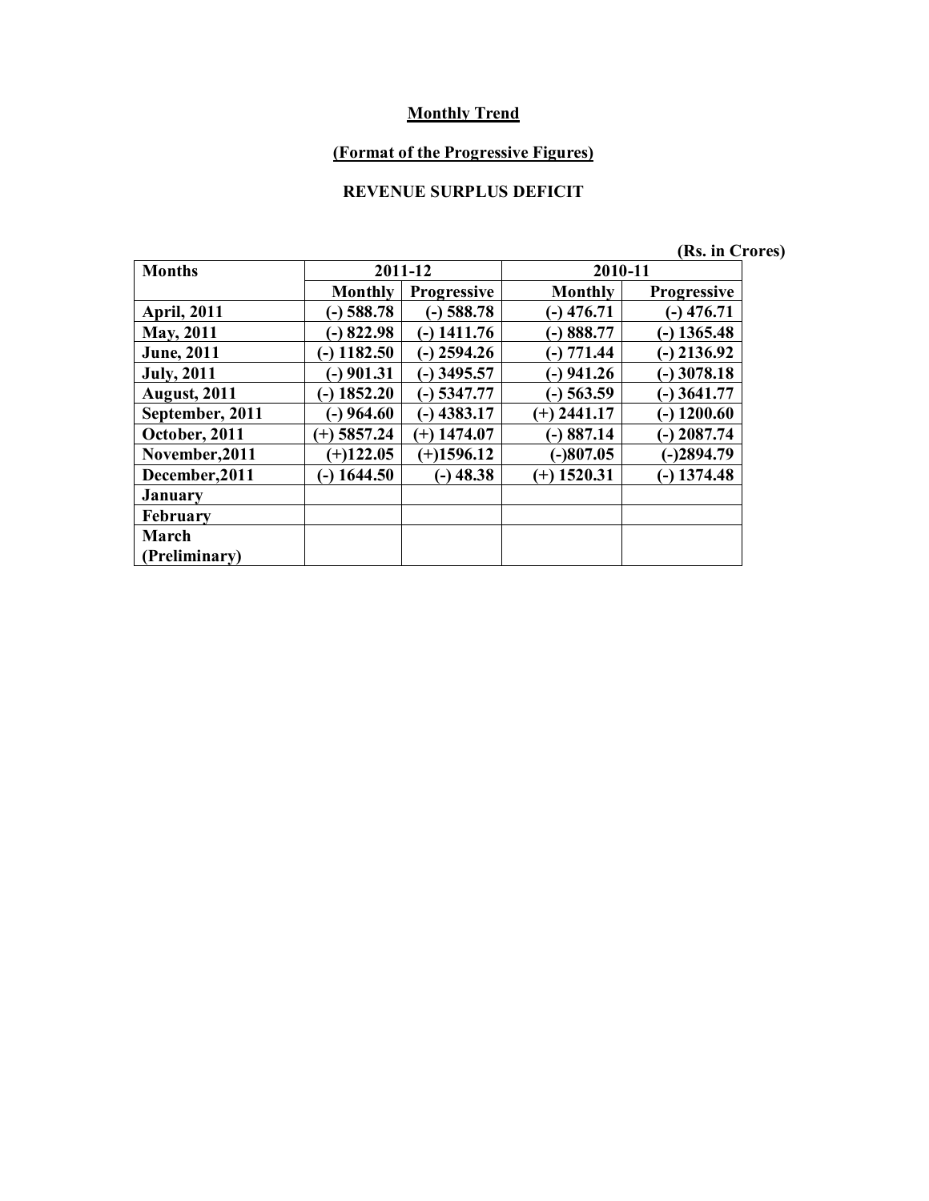**Monthly Trend**

**(Format of the Progressive Figures)**

**REVENUE SURPLUS DEFICIT**

(Rs. in Crores)

| Months | 2011-12 | | 2010-11 | |
|---|---|---|---|---|
| | Monthly | Progressive | Monthly | Progressive |
| April, 2011 | (-) 588.78 | (-) 588.78 | (-) 476.71 | (-) 476.71 |
| May, 2011 | (-) 822.98 | (-) 1411.76 | (-) 888.77 | (-) 1365.48 |
| June, 2011 | (-) 1182.50 | (-) 2594.26 | (-) 771.44 | (-) 2136.92 |
| July, 2011 | (-) 901.31 | (-) 3495.57 | (-) 941.26 | (-) 3078.18 |
| August, 2011 | (-) 1852.20 | (-) 5347.77 | (-) 563.59 | (-) 3641.77 |
| September, 2011 | (-) 964.60 | (-) 4383.17 | (+) 2441.17 | (-) 1200.60 |
| October, 2011 | (+) 5857.24 | (+) 1474.07 | (-) 887.14 | (-) 2087.74 |
| November,2011 | (+)122.05 | (+)1596.12 | (-)807.05 | (-)2894.79 |
| December,2011 | (-) 1644.50 | (-) 48.38 | (+) 1520.31 | (-) 1374.48 |
| January | | | | |
| February | | | | |
| March (Preliminary) | | | | |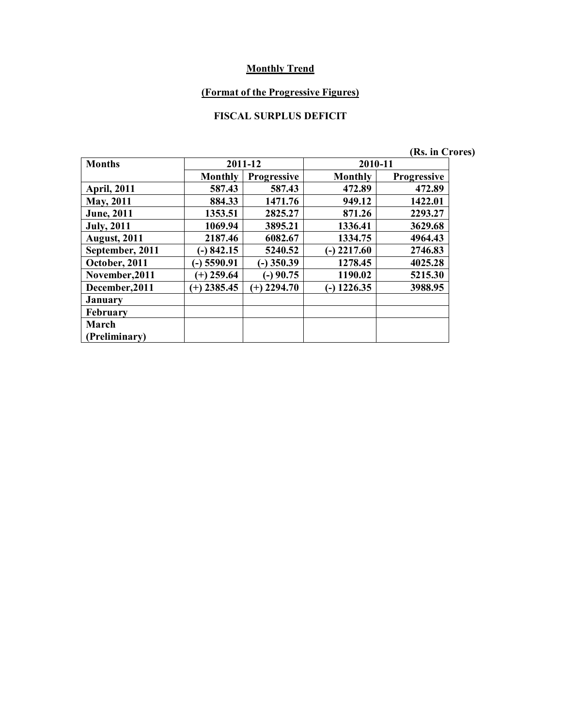**Monthly Trend**

**(Format of the Progressive Figures)**

**FISCAL SURPLUS DEFICIT**

(Rs. in Crores)

| Months | 2011-12 | | 2010-11 | |
|---|---|---|---|---|
| | Monthly | Progressive | Monthly | Progressive |
| April, 2011 | 587.43 | 587.43 | 472.89 | 472.89 |
| May, 2011 | 884.33 | 1471.76 | 949.12 | 1422.01 |
| June, 2011 | 1353.51 | 2825.27 | 871.26 | 2293.27 |
| July, 2011 | 1069.94 | 3895.21 | 1336.41 | 3629.68 |
| August, 2011 | 2187.46 | 6082.67 | 1334.75 | 4964.43 |
| September, 2011 | (-) 842.15 | 5240.52 | (-) 2217.60 | 2746.83 |
| October, 2011 | (-) 5590.91 | (-) 350.39 | 1278.45 | 4025.28 |
| November,2011 | (+) 259.64 | (-) 90.75 | 1190.02 | 5215.30 |
| December,2011 | (+) 2385.45 | (+) 2294.70 | (-) 1226.35 | 3988.95 |
| January | | | | |
| February | | | | |
| March (Preliminary) | | | | |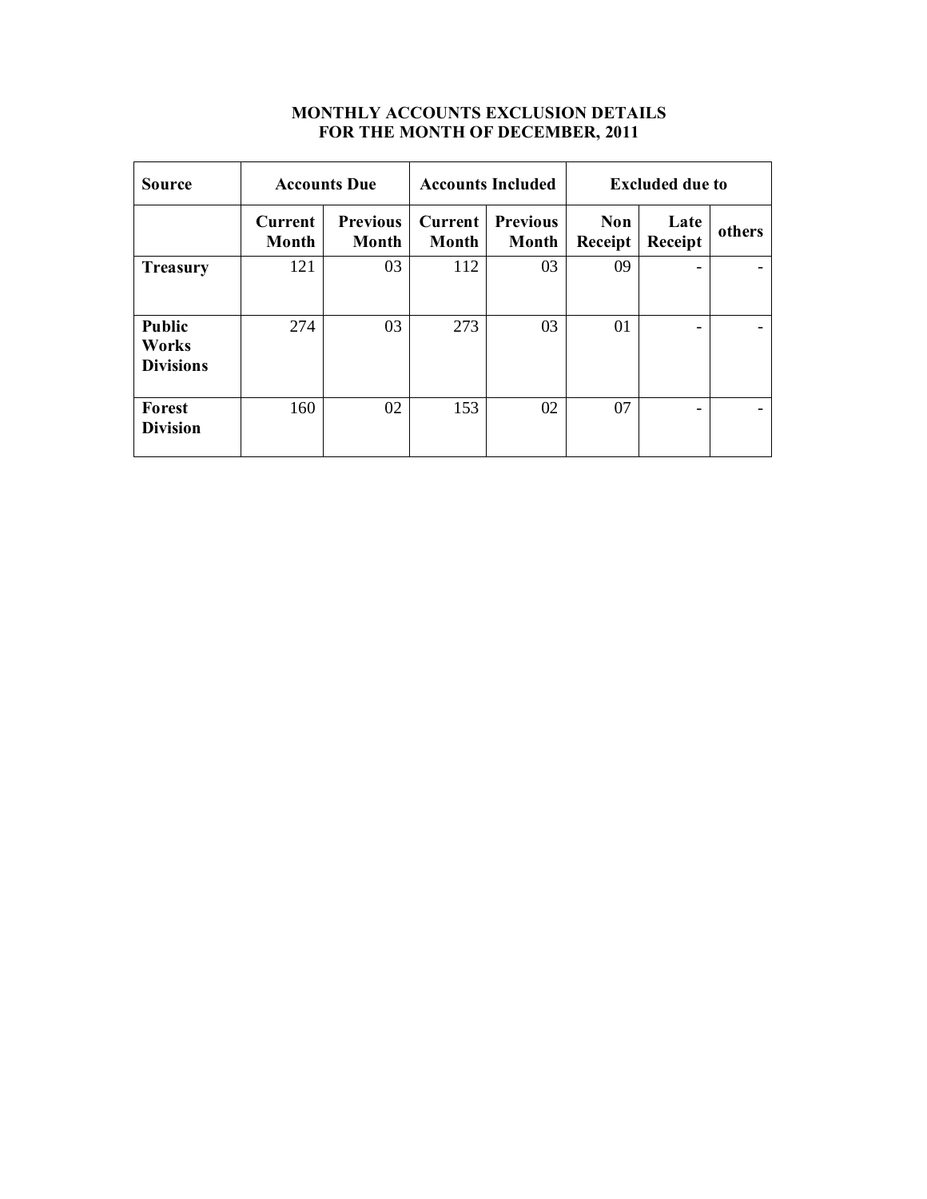**MONTHLY ACCOUNTS EXCLUSION DETAILS**
**FOR THE MONTH OF DECEMBER, 2011**

| Source | Accounts Due | | Accounts Included | | Excluded due to | | |
|---|---|---|---|---|---|---|---|
| | Current Month | Previous Month | Current Month | Previous Month | Non Receipt | Late Receipt | others |
| **Treasury** | 121 | 03 | 112 | 03 | 09 | - | - |
| **Public Works Divisions** | 274 | 03 | 273 | 03 | 01 | - | - |
| **Forest Division** | 160 | 02 | 153 | 02 | 07 | - | - |